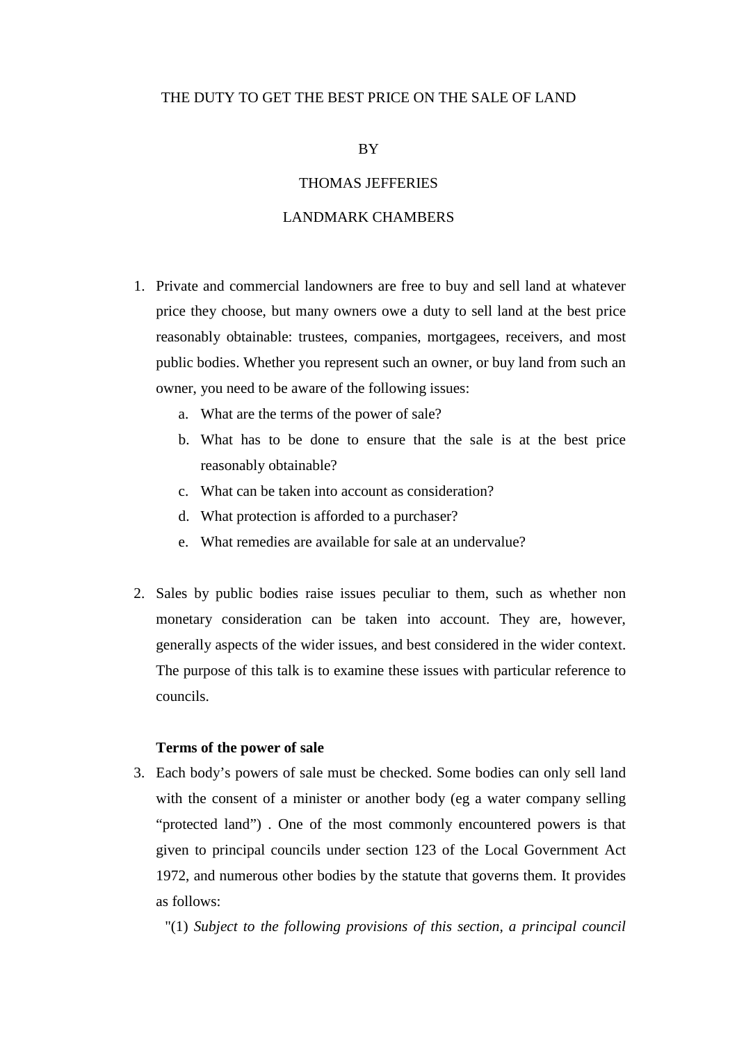# THE DUTY TO GET THE BEST PRICE ON THE SALE OF LAND

BY

THOMAS JEFFERIES

LANDMARK CHAMBERS

1. Private and commercial landowners are free to buy and sell land at whatever price they choose, but many owners owe a duty to sell land at the best price reasonably obtainable: trustees, companies, mortgagees, receivers, and most public bodies. Whether you represent such an owner, or buy land from such an owner, you need to be aware of the following issues:
   a. What are the terms of the power of sale?
   b. What has to be done to ensure that the sale is at the best price reasonably obtainable?
   c. What can be taken into account as consideration?
   d. What protection is afforded to a purchaser?
   e. What remedies are available for sale at an undervalue?

2. Sales by public bodies raise issues peculiar to them, such as whether non monetary consideration can be taken into account. They are, however, generally aspects of the wider issues, and best considered in the wider context. The purpose of this talk is to examine these issues with particular reference to councils.

**Terms of the power of sale**

3. Each body's powers of sale must be checked. Some bodies can only sell land with the consent of a minister or another body (eg a water company selling "protected land") . One of the most commonly encountered powers is that given to principal councils under section 123 of the Local Government Act 1972, and numerous other bodies by the statute that governs them. It provides as follows:

   "(1) *Subject to the following provisions of this section, a principal council*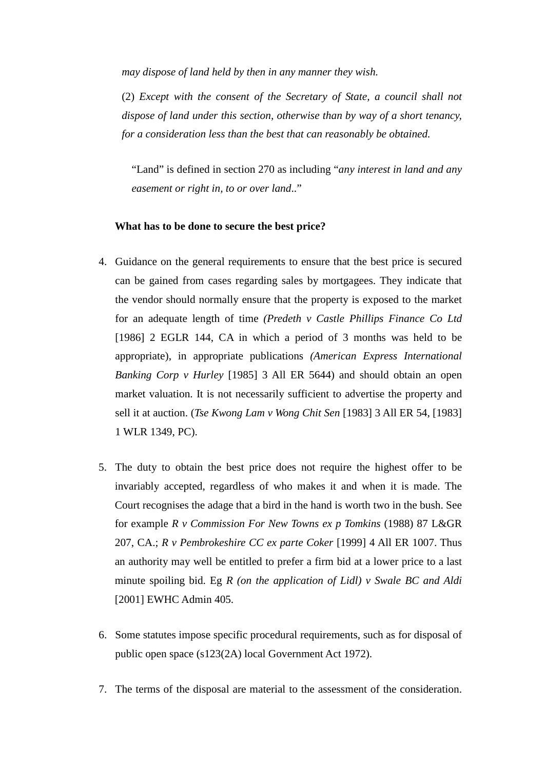*may dispose of land held by then in any manner they wish.*

(2) *Except with the consent of the Secretary of State, a council shall not dispose of land under this section, otherwise than by way of a short tenancy, for a consideration less than the best that can reasonably be obtained.*

"Land" is defined in section 270 as including "*any interest in land and any easement or right in, to or over land*.."

**What has to be done to secure the best price?**

4. Guidance on the general requirements to ensure that the best price is secured can be gained from cases regarding sales by mortgagees. They indicate that the vendor should normally ensure that the property is exposed to the market for an adequate length of time *(Predeth v Castle Phillips Finance Co Ltd* [1986] 2 EGLR 144, CA in which a period of 3 months was held to be appropriate), in appropriate publications *(American Express International Banking Corp v Hurley* [1985] 3 All ER 5644) and should obtain an open market valuation. It is not necessarily sufficient to advertise the property and sell it at auction. (*Tse Kwong Lam v Wong Chit Sen* [1983] 3 All ER 54, [1983] 1 WLR 1349, PC).

5. The duty to obtain the best price does not require the highest offer to be invariably accepted, regardless of who makes it and when it is made. The Court recognises the adage that a bird in the hand is worth two in the bush. See for example *R v Commission For New Towns ex p Tomkins* (1988) 87 L&GR 207, CA.; *R v Pembrokeshire CC ex parte Coker* [1999] 4 All ER 1007. Thus an authority may well be entitled to prefer a firm bid at a lower price to a last minute spoiling bid. Eg *R (on the application of Lidl) v Swale BC and Aldi* [2001] EWHC Admin 405.

6. Some statutes impose specific procedural requirements, such as for disposal of public open space (s123(2A) local Government Act 1972).

7. The terms of the disposal are material to the assessment of the consideration.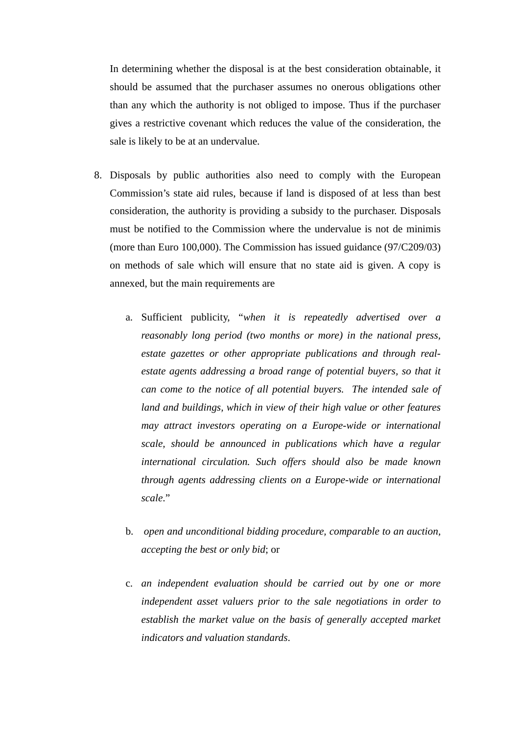In determining whether the disposal is at the best consideration obtainable, it should be assumed that the purchaser assumes no onerous obligations other than any which the authority is not obliged to impose. Thus if the purchaser gives a restrictive covenant which reduces the value of the consideration, the sale is likely to be at an undervalue.

8. Disposals by public authorities also need to comply with the European Commission's state aid rules, because if land is disposed of at less than best consideration, the authority is providing a subsidy to the purchaser. Disposals must be notified to the Commission where the undervalue is not de minimis (more than Euro 100,000). The Commission has issued guidance (97/C209/03) on methods of sale which will ensure that no state aid is given. A copy is annexed, but the main requirements are

   a. Sufficient publicity, "*when it is repeatedly advertised over a reasonably long period (two months or more) in the national press, estate gazettes or other appropriate publications and through real-estate agents addressing a broad range of potential buyers, so that it can come to the notice of all potential buyers. The intended sale of land and buildings, which in view of their high value or other features may attract investors operating on a Europe-wide or international scale, should be announced in publications which have a regular international circulation. Such offers should also be made known through agents addressing clients on a Europe-wide or international scale*."

   b. *open and unconditional bidding procedure, comparable to an auction, accepting the best or only bid*; or

   c. *an independent evaluation should be carried out by one or more independent asset valuers prior to the sale negotiations in order to establish the market value on the basis of generally accepted market indicators and valuation standards*.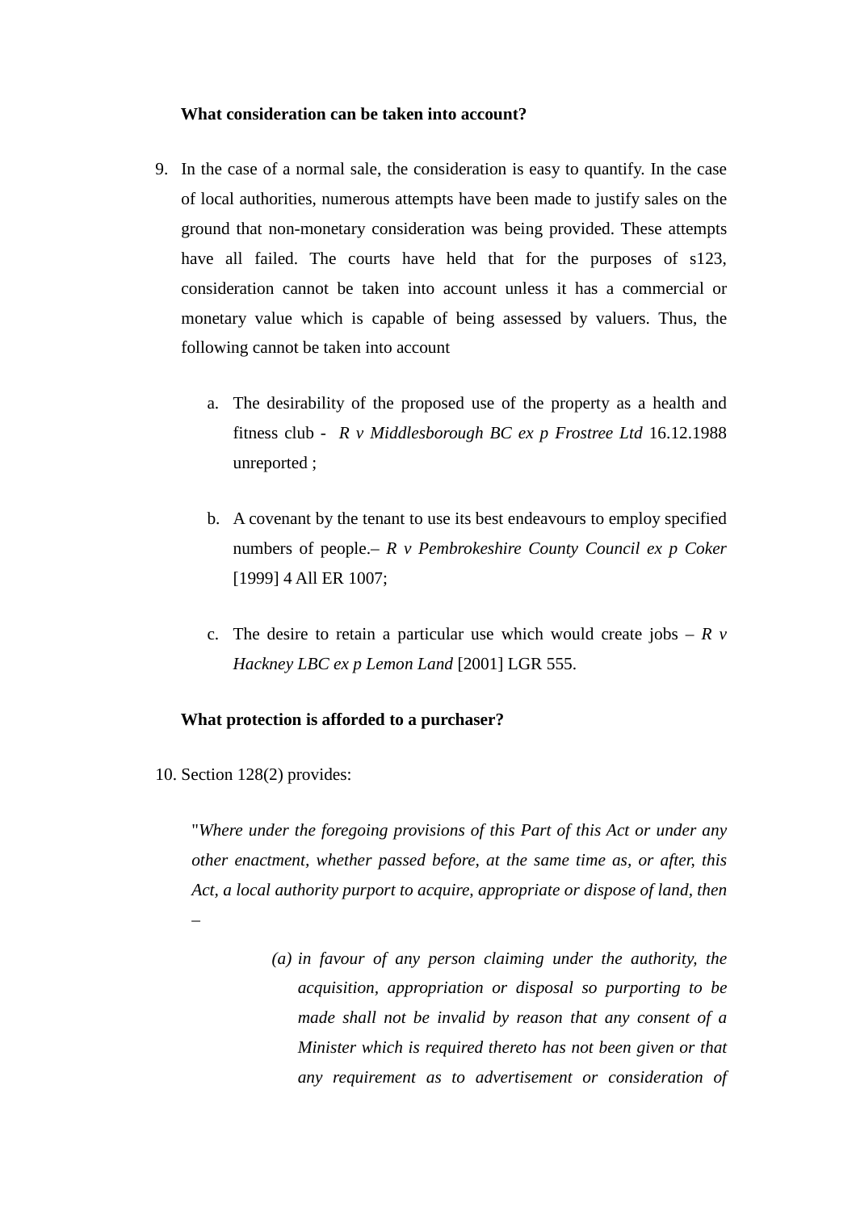**What consideration can be taken into account?**

9. In the case of a normal sale, the consideration is easy to quantify. In the case of local authorities, numerous attempts have been made to justify sales on the ground that non-monetary consideration was being provided. These attempts have all failed. The courts have held that for the purposes of s123, consideration cannot be taken into account unless it has a commercial or monetary value which is capable of being assessed by valuers. Thus, the following cannot be taken into account

    a. The desirability of the proposed use of the property as a health and fitness club - *R v Middlesborough BC ex p Frostree Ltd* 16.12.1988 unreported ;

    b. A covenant by the tenant to use its best endeavours to employ specified numbers of people.– *R v Pembrokeshire County Council ex p Coker* [1999] 4 All ER 1007;

    c. The desire to retain a particular use which would create jobs – *R v Hackney LBC ex p Lemon Land* [2001] LGR 555.

**What protection is afforded to a purchaser?**

10. Section 128(2) provides:

> "*Where under the foregoing provisions of this Part of this Act or under any other enactment, whether passed before, at the same time as, or after, this Act, a local authority purport to acquire, appropriate or dispose of land, then –*
>
> *(a) in favour of any person claiming under the authority, the acquisition, appropriation or disposal so purporting to be made shall not be invalid by reason that any consent of a Minister which is required thereto has not been given or that any requirement as to advertisement or consideration of*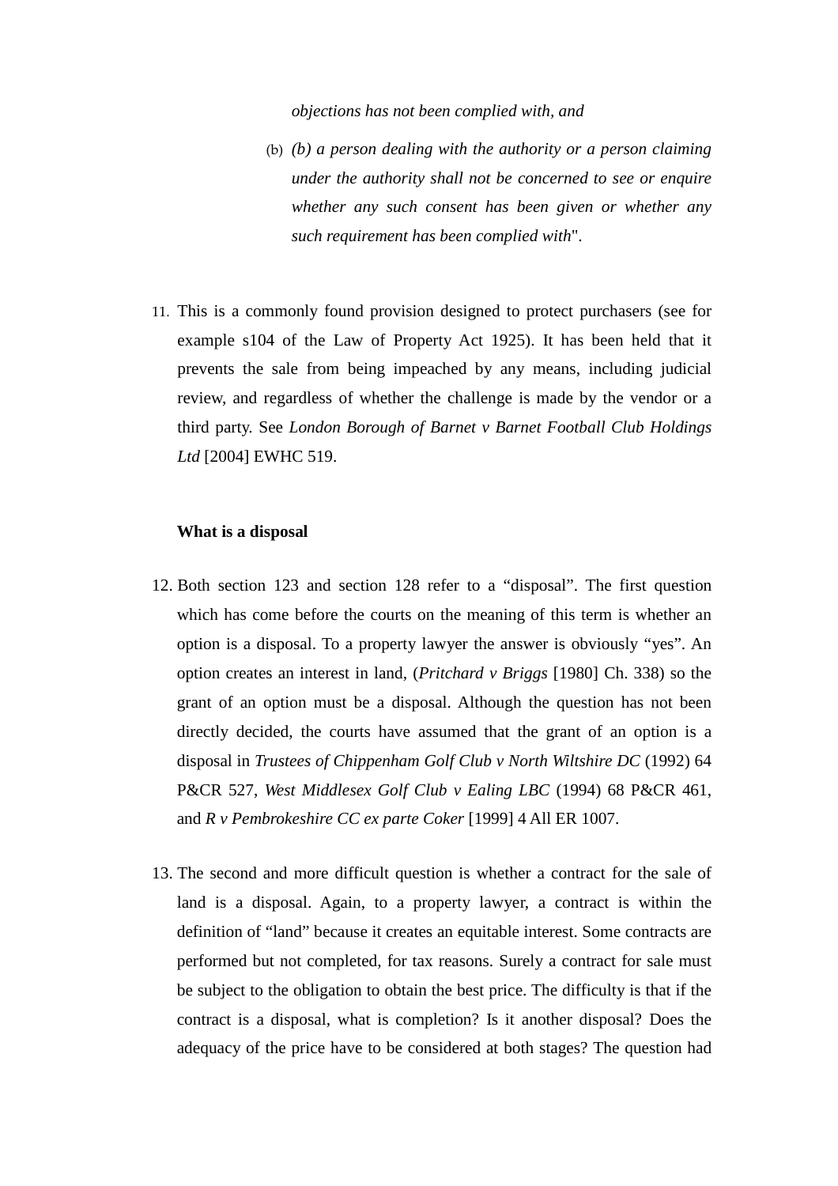*objections has not been complied with, and*

(b) *(b) a person dealing with the authority or a person claiming under the authority shall not be concerned to see or enquire whether any such consent has been given or whether any such requirement has been complied with*".

11. This is a commonly found provision designed to protect purchasers (see for example s104 of the Law of Property Act 1925). It has been held that it prevents the sale from being impeached by any means, including judicial review, and regardless of whether the challenge is made by the vendor or a third party. See *London Borough of Barnet v Barnet Football Club Holdings Ltd* [2004] EWHC 519.

**What is a disposal**

12. Both section 123 and section 128 refer to a "disposal". The first question which has come before the courts on the meaning of this term is whether an option is a disposal. To a property lawyer the answer is obviously "yes". An option creates an interest in land, (*Pritchard v Briggs* [1980] Ch. 338) so the grant of an option must be a disposal. Although the question has not been directly decided, the courts have assumed that the grant of an option is a disposal in *Trustees of Chippenham Golf Club v North Wiltshire DC* (1992) 64 P&CR 527, *West Middlesex Golf Club v Ealing LBC* (1994) 68 P&CR 461, and *R v Pembrokeshire CC ex parte Coker* [1999] 4 All ER 1007.

13. The second and more difficult question is whether a contract for the sale of land is a disposal. Again, to a property lawyer, a contract is within the definition of "land" because it creates an equitable interest. Some contracts are performed but not completed, for tax reasons. Surely a contract for sale must be subject to the obligation to obtain the best price. The difficulty is that if the contract is a disposal, what is completion? Is it another disposal? Does the adequacy of the price have to be considered at both stages? The question had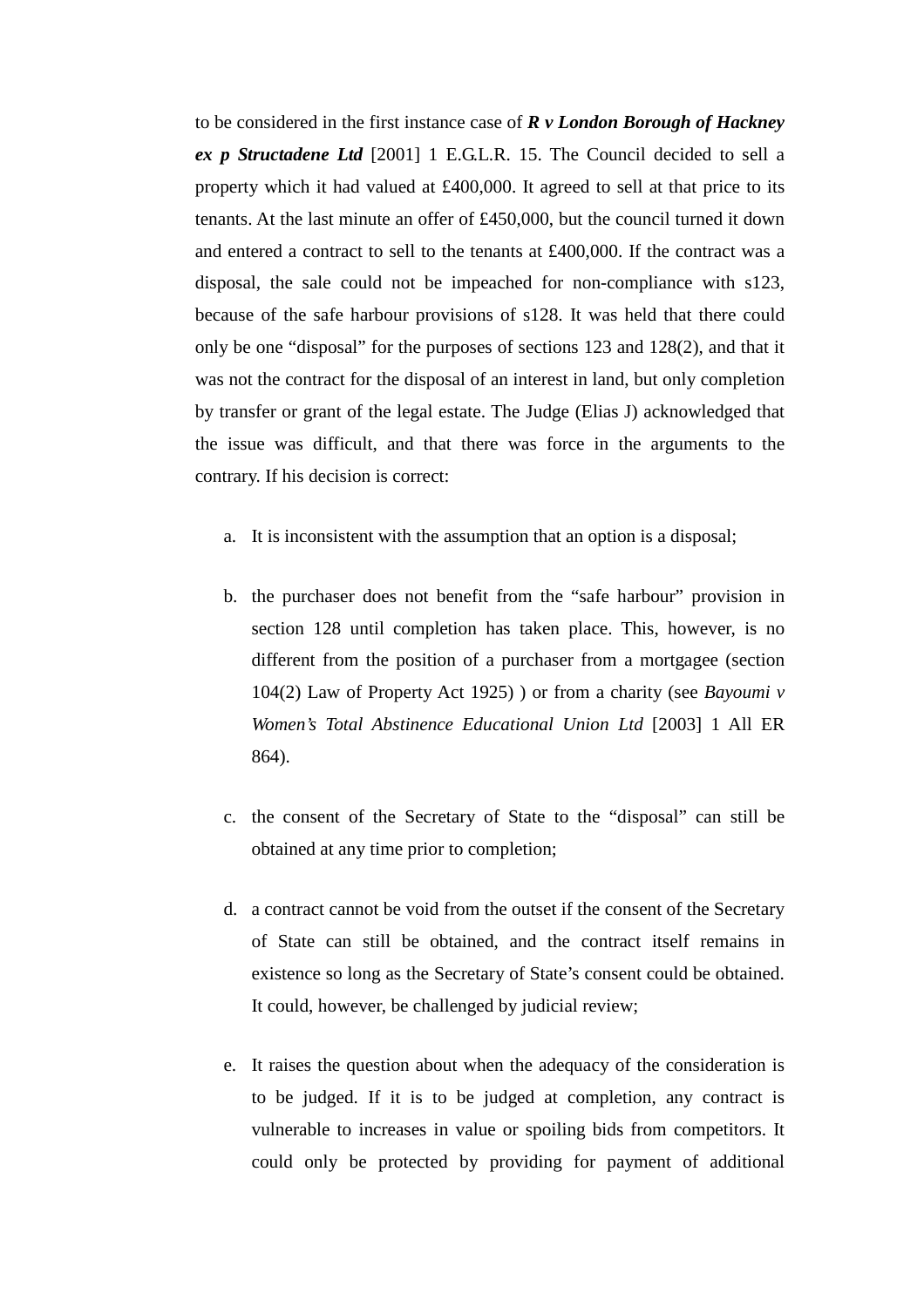to be considered in the first instance case of ***R v London Borough of Hackney ex p Structadene Ltd*** [2001] 1 E.G.L.R. 15. The Council decided to sell a property which it had valued at £400,000. It agreed to sell at that price to its tenants. At the last minute an offer of £450,000, but the council turned it down and entered a contract to sell to the tenants at £400,000. If the contract was a disposal, the sale could not be impeached for non-compliance with s123, because of the safe harbour provisions of s128. It was held that there could only be one "disposal" for the purposes of sections 123 and 128(2), and that it was not the contract for the disposal of an interest in land, but only completion by transfer or grant of the legal estate. The Judge (Elias J) acknowledged that the issue was difficult, and that there was force in the arguments to the contrary. If his decision is correct:

a. It is inconsistent with the assumption that an option is a disposal;

b. the purchaser does not benefit from the "safe harbour" provision in section 128 until completion has taken place. This, however, is no different from the position of a purchaser from a mortgagee (section 104(2) Law of Property Act 1925) ) or from a charity (see *Bayoumi v Women's Total Abstinence Educational Union Ltd* [2003] 1 All ER 864).

c. the consent of the Secretary of State to the "disposal" can still be obtained at any time prior to completion;

d. a contract cannot be void from the outset if the consent of the Secretary of State can still be obtained, and the contract itself remains in existence so long as the Secretary of State's consent could be obtained. It could, however, be challenged by judicial review;

e. It raises the question about when the adequacy of the consideration is to be judged. If it is to be judged at completion, any contract is vulnerable to increases in value or spoiling bids from competitors. It could only be protected by providing for payment of additional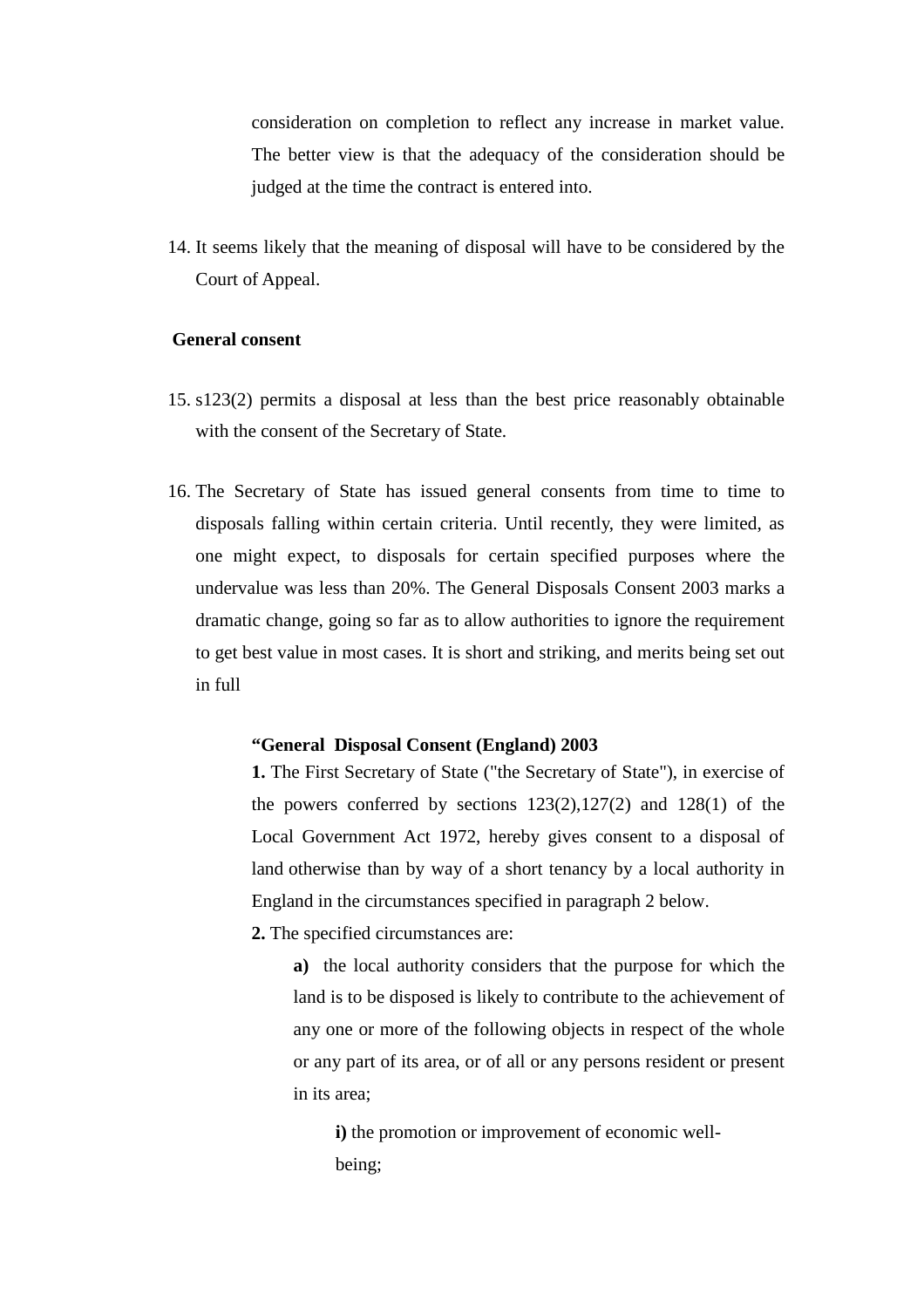consideration on completion to reflect any increase in market value. The better view is that the adequacy of the consideration should be judged at the time the contract is entered into.

14. It seems likely that the meaning of disposal will have to be considered by the Court of Appeal.

**General consent**

15. s123(2) permits a disposal at less than the best price reasonably obtainable with the consent of the Secretary of State.

16. The Secretary of State has issued general consents from time to time to disposals falling within certain criteria. Until recently, they were limited, as one might expect, to disposals for certain specified purposes where the undervalue was less than 20%. The General Disposals Consent 2003 marks a dramatic change, going so far as to allow authorities to ignore the requirement to get best value in most cases. It is short and striking, and merits being set out in full

> **"General Disposal Consent (England) 2003**
>
> **1.** The First Secretary of State ("the Secretary of State"), in exercise of the powers conferred by sections 123(2),127(2) and 128(1) of the Local Government Act 1972, hereby gives consent to a disposal of land otherwise than by way of a short tenancy by a local authority in England in the circumstances specified in paragraph 2 below.
>
> **2.** The specified circumstances are:
>
> > **a)** the local authority considers that the purpose for which the land is to be disposed is likely to contribute to the achievement of any one or more of the following objects in respect of the whole or any part of its area, or of all or any persons resident or present in its area;
> >
> > > **i)** the promotion or improvement of economic well-being;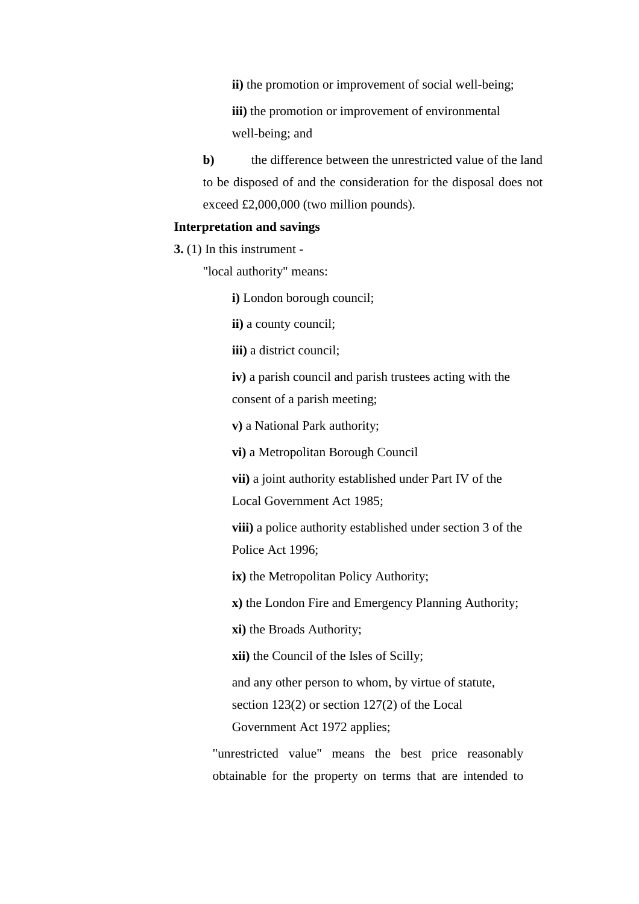**ii)** the promotion or improvement of social well-being;

**iii)** the promotion or improvement of environmental well-being; and

**b)** the difference between the unrestricted value of the land to be disposed of and the consideration for the disposal does not exceed £2,000,000 (two million pounds).

**Interpretation and savings**

**3.** (1) In this instrument -

"local authority" means:

**i)** London borough council;

**ii)** a county council;

**iii)** a district council;

**iv)** a parish council and parish trustees acting with the consent of a parish meeting;

**v)** a National Park authority;

**vi)** a Metropolitan Borough Council

**vii)** a joint authority established under Part IV of the Local Government Act 1985;

**viii)** a police authority established under section 3 of the Police Act 1996;

**ix)** the Metropolitan Policy Authority;

**x)** the London Fire and Emergency Planning Authority;

**xi)** the Broads Authority;

**xii)** the Council of the Isles of Scilly;

and any other person to whom, by virtue of statute, section 123(2) or section 127(2) of the Local Government Act 1972 applies;

"unrestricted value" means the best price reasonably obtainable for the property on terms that are intended to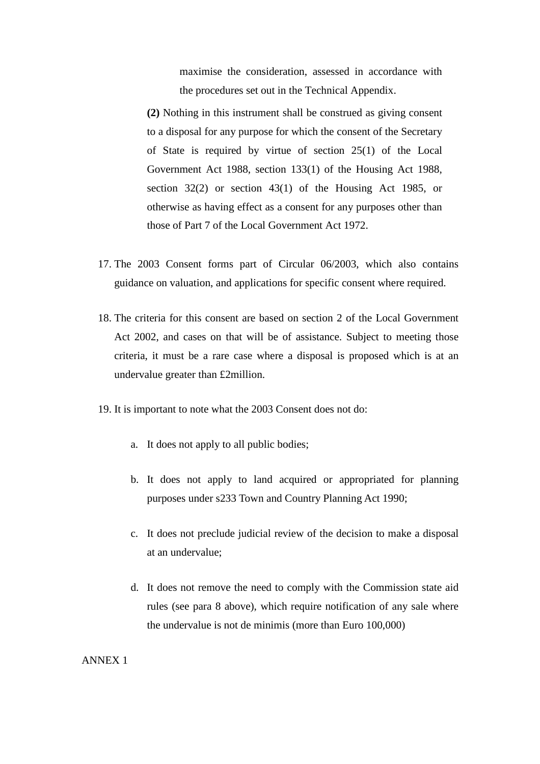maximise the consideration, assessed in accordance with the procedures set out in the Technical Appendix.

**(2)** Nothing in this instrument shall be construed as giving consent to a disposal for any purpose for which the consent of the Secretary of State is required by virtue of section 25(1) of the Local Government Act 1988, section 133(1) of the Housing Act 1988, section 32(2) or section 43(1) of the Housing Act 1985, or otherwise as having effect as a consent for any purposes other than those of Part 7 of the Local Government Act 1972.

17. The 2003 Consent forms part of Circular 06/2003, which also contains guidance on valuation, and applications for specific consent where required.

18. The criteria for this consent are based on section 2 of the Local Government Act 2002, and cases on that will be of assistance. Subject to meeting those criteria, it must be a rare case where a disposal is proposed which is at an undervalue greater than £2million.

19. It is important to note what the 2003 Consent does not do:

    a. It does not apply to all public bodies;

    b. It does not apply to land acquired or appropriated for planning purposes under s233 Town and Country Planning Act 1990;

    c. It does not preclude judicial review of the decision to make a disposal at an undervalue;

    d. It does not remove the need to comply with the Commission state aid rules (see para 8 above), which require notification of any sale where the undervalue is not de minimis (more than Euro 100,000)

ANNEX 1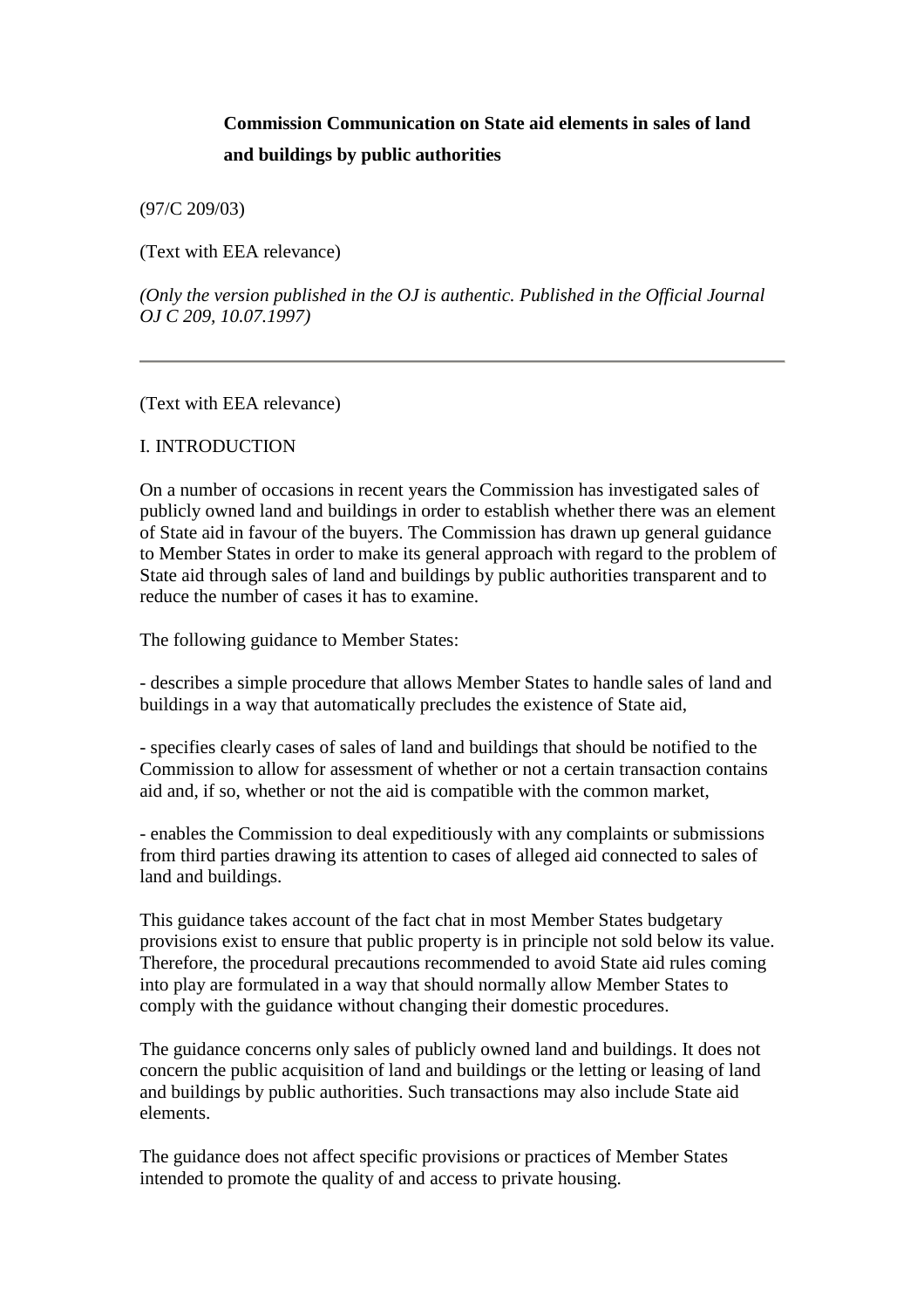**Commission Communication on State aid elements in sales of land and buildings by public authorities**

(97/C 209/03)

(Text with EEA relevance)

*(Only the version published in the OJ is authentic. Published in the Official Journal OJ C 209, 10.07.1997)*

---

(Text with EEA relevance)

I. INTRODUCTION

On a number of occasions in recent years the Commission has investigated sales of publicly owned land and buildings in order to establish whether there was an element of State aid in favour of the buyers. The Commission has drawn up general guidance to Member States in order to make its general approach with regard to the problem of State aid through sales of land and buildings by public authorities transparent and to reduce the number of cases it has to examine.

The following guidance to Member States:

- describes a simple procedure that allows Member States to handle sales of land and buildings in a way that automatically precludes the existence of State aid,

- specifies clearly cases of sales of land and buildings that should be notified to the Commission to allow for assessment of whether or not a certain transaction contains aid and, if so, whether or not the aid is compatible with the common market,

- enables the Commission to deal expeditiously with any complaints or submissions from third parties drawing its attention to cases of alleged aid connected to sales of land and buildings.

This guidance takes account of the fact chat in most Member States budgetary provisions exist to ensure that public property is in principle not sold below its value. Therefore, the procedural precautions recommended to avoid State aid rules coming into play are formulated in a way that should normally allow Member States to comply with the guidance without changing their domestic procedures.

The guidance concerns only sales of publicly owned land and buildings. It does not concern the public acquisition of land and buildings or the letting or leasing of land and buildings by public authorities. Such transactions may also include State aid elements.

The guidance does not affect specific provisions or practices of Member States intended to promote the quality of and access to private housing.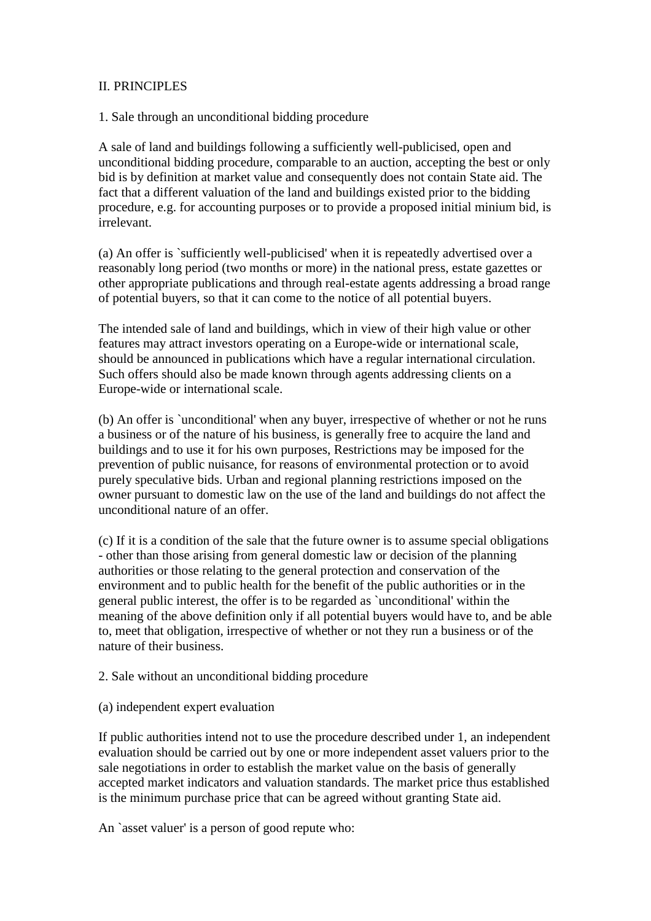## II. PRINCIPLES

### 1. Sale through an unconditional bidding procedure

A sale of land and buildings following a sufficiently well-publicised, open and unconditional bidding procedure, comparable to an auction, accepting the best or only bid is by definition at market value and consequently does not contain State aid. The fact that a different valuation of the land and buildings existed prior to the bidding procedure, e.g. for accounting purposes or to provide a proposed initial minium bid, is irrelevant.

(a) An offer is `sufficiently well-publicised' when it is repeatedly advertised over a reasonably long period (two months or more) in the national press, estate gazettes or other appropriate publications and through real-estate agents addressing a broad range of potential buyers, so that it can come to the notice of all potential buyers.

The intended sale of land and buildings, which in view of their high value or other features may attract investors operating on a Europe-wide or international scale, should be announced in publications which have a regular international circulation. Such offers should also be made known through agents addressing clients on a Europe-wide or international scale.

(b) An offer is `unconditional' when any buyer, irrespective of whether or not he runs a business or of the nature of his business, is generally free to acquire the land and buildings and to use it for his own purposes, Restrictions may be imposed for the prevention of public nuisance, for reasons of environmental protection or to avoid purely speculative bids. Urban and regional planning restrictions imposed on the owner pursuant to domestic law on the use of the land and buildings do not affect the unconditional nature of an offer.

(c) If it is a condition of the sale that the future owner is to assume special obligations - other than those arising from general domestic law or decision of the planning authorities or those relating to the general protection and conservation of the environment and to public health for the benefit of the public authorities or in the general public interest, the offer is to be regarded as `unconditional' within the meaning of the above definition only if all potential buyers would have to, and be able to, meet that obligation, irrespective of whether or not they run a business or of the nature of their business.

### 2. Sale without an unconditional bidding procedure

(a) independent expert evaluation

If public authorities intend not to use the procedure described under 1, an independent evaluation should be carried out by one or more independent asset valuers prior to the sale negotiations in order to establish the market value on the basis of generally accepted market indicators and valuation standards. The market price thus established is the minimum purchase price that can be agreed without granting State aid.

An `asset valuer' is a person of good repute who: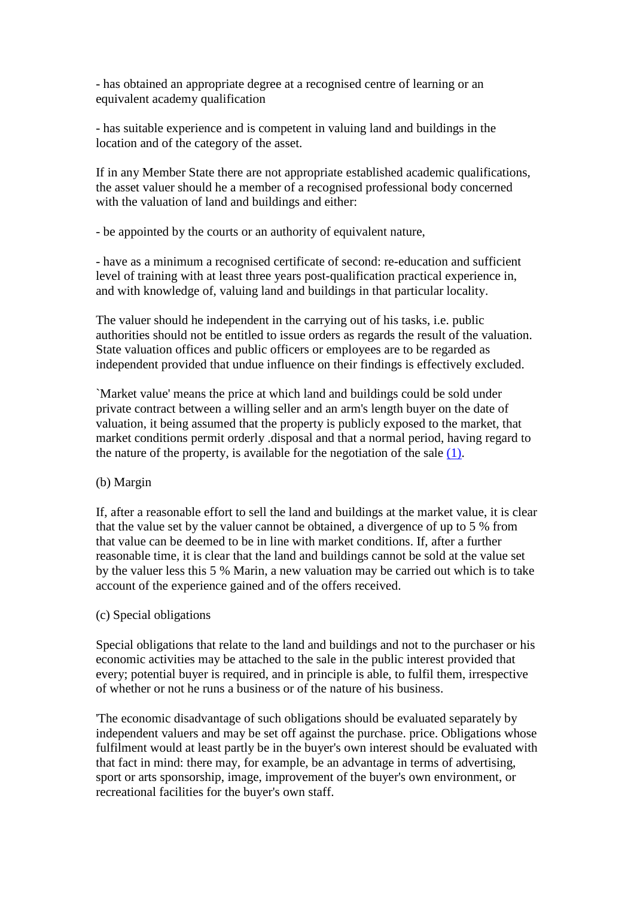- has obtained an appropriate degree at a recognised centre of learning or an equivalent academy qualification

- has suitable experience and is competent in valuing land and buildings in the location and of the category of the asset.

If in any Member State there are not appropriate established academic qualifications, the asset valuer should he a member of a recognised professional body concerned with the valuation of land and buildings and either:

- be appointed by the courts or an authority of equivalent nature,

- have as a minimum a recognised certificate of second: re-education and sufficient level of training with at least three years post-qualification practical experience in, and with knowledge of, valuing land and buildings in that particular locality.

The valuer should he independent in the carrying out of his tasks, i.e. public authorities should not be entitled to issue orders as regards the result of the valuation. State valuation offices and public officers or employees are to be regarded as independent provided that undue influence on their findings is effectively excluded.

`Market value' means the price at which land and buildings could be sold under private contract between a willing seller and an arm's length buyer on the date of valuation, it being assumed that the property is publicly exposed to the market, that market conditions permit orderly .disposal and that a normal period, having regard to the nature of the property, is available for the negotiation of the sale [(1)].

(b) Margin

If, after a reasonable effort to sell the land and buildings at the market value, it is clear that the value set by the valuer cannot be obtained, a divergence of up to 5 % from that value can be deemed to be in line with market conditions. If, after a further reasonable time, it is clear that the land and buildings cannot be sold at the value set by the valuer less this 5 % Marin, a new valuation may be carried out which is to take account of the experience gained and of the offers received.

(c) Special obligations

Special obligations that relate to the land and buildings and not to the purchaser or his economic activities may be attached to the sale in the public interest provided that every; potential buyer is required, and in principle is able, to fulfil them, irrespective of whether or not he runs a business or of the nature of his business.

'The economic disadvantage of such obligations should be evaluated separately by independent valuers and may be set off against the purchase. price. Obligations whose fulfilment would at least partly be in the buyer's own interest should be evaluated with that fact in mind: there may, for example, be an advantage in terms of advertising, sport or arts sponsorship, image, improvement of the buyer's own environment, or recreational facilities for the buyer's own staff.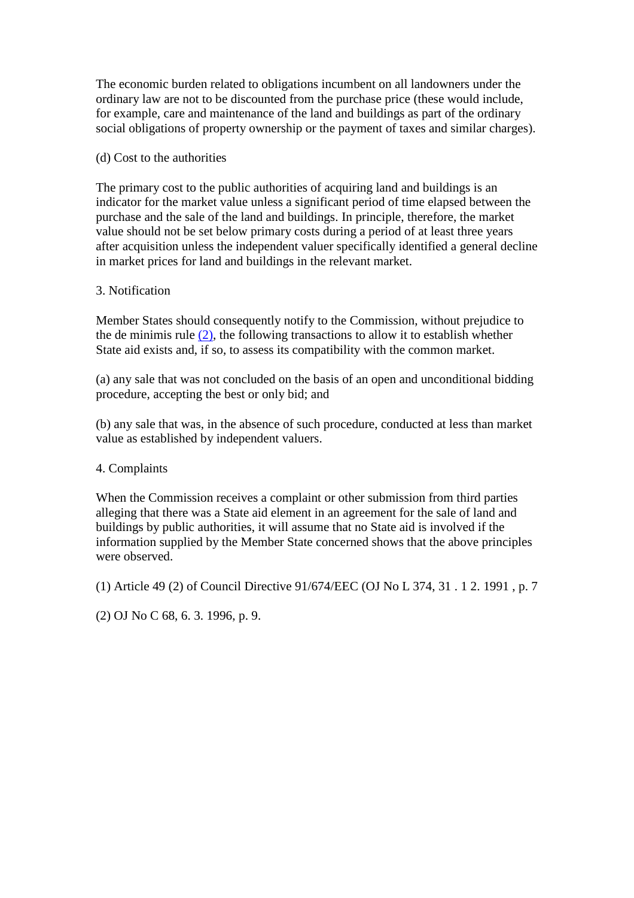The economic burden related to obligations incumbent on all landowners under the ordinary law are not to be discounted from the purchase price (these would include, for example, care and maintenance of the land and buildings as part of the ordinary social obligations of property ownership or the payment of taxes and similar charges).

(d) Cost to the authorities

The primary cost to the public authorities of acquiring land and buildings is an indicator for the market value unless a significant period of time elapsed between the purchase and the sale of the land and buildings. In principle, therefore, the market value should not be set below primary costs during a period of at least three years after acquisition unless the independent valuer specifically identified a general decline in market prices for land and buildings in the relevant market.

3. Notification

Member States should consequently notify to the Commission, without prejudice to the de minimis rule (2), the following transactions to allow it to establish whether State aid exists and, if so, to assess its compatibility with the common market.

(a) any sale that was not concluded on the basis of an open and unconditional bidding procedure, accepting the best or only bid; and

(b) any sale that was, in the absence of such procedure, conducted at less than market value as established by independent valuers.

4. Complaints

When the Commission receives a complaint or other submission from third parties alleging that there was a State aid element in an agreement for the sale of land and buildings by public authorities, it will assume that no State aid is involved if the information supplied by the Member State concerned shows that the above principles were observed.

(1) Article 49 (2) of Council Directive 91/674/EEC (OJ No L 374, 31 . 1 2. 1991 , p. 7

(2) OJ No C 68, 6. 3. 1996, p. 9.